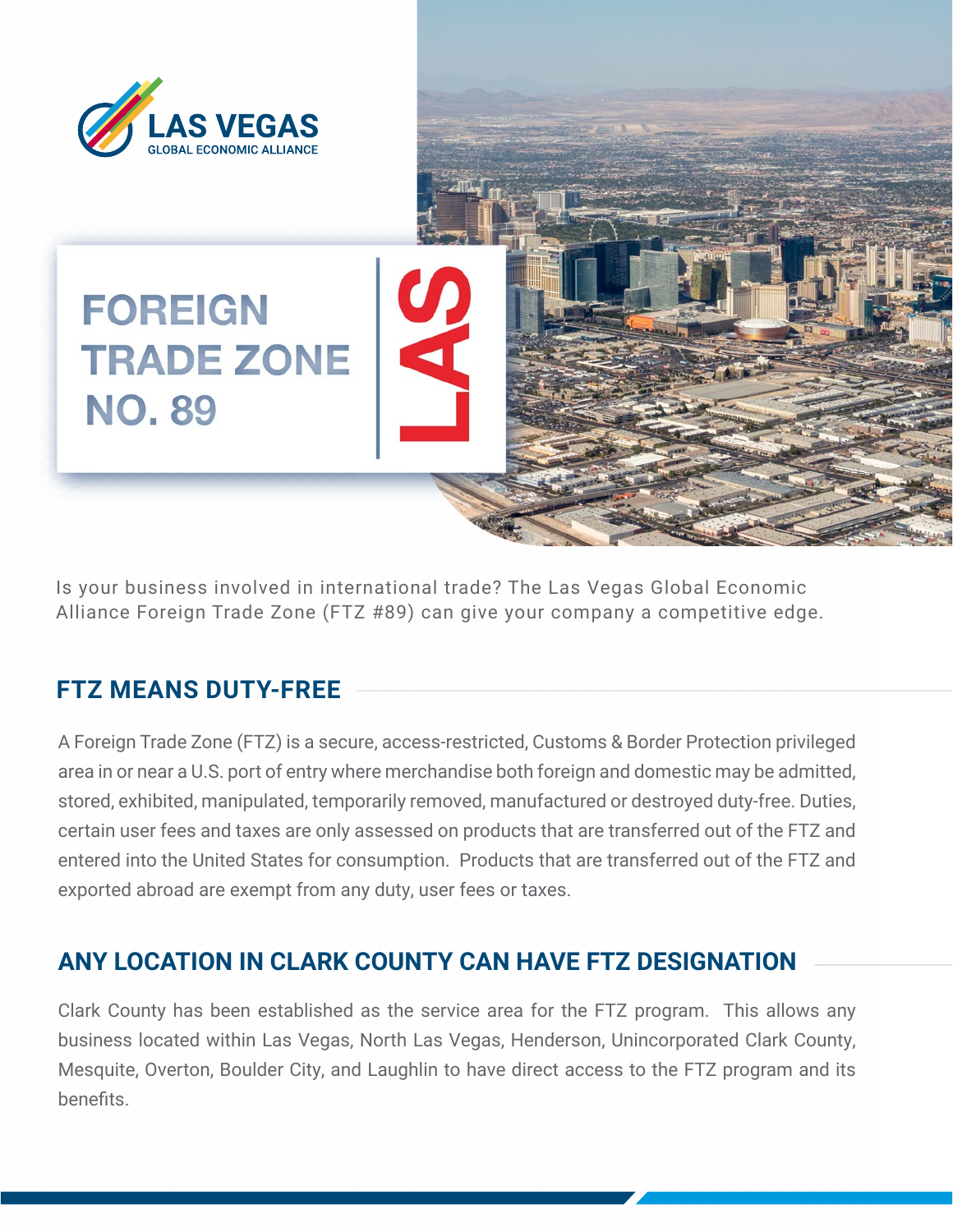LAS VEGAS
GLOBAL ECONOMIC ALLIANCE

# FOREIGN TRADE ZONE NO. 89

LAS

Is your business involved in international trade? The Las Vegas Global Economic Alliance Foreign Trade Zone (FTZ #89) can give your company a competitive edge.

## FTZ MEANS DUTY-FREE

A Foreign Trade Zone (FTZ) is a secure, access-restricted, Customs & Border Protection privileged area in or near a U.S. port of entry where merchandise both foreign and domestic may be admitted, stored, exhibited, manipulated, temporarily removed, manufactured or destroyed duty-free. Duties, certain user fees and taxes are only assessed on products that are transferred out of the FTZ and entered into the United States for consumption. Products that are transferred out of the FTZ and exported abroad are exempt from any duty, user fees or taxes.

## ANY LOCATION IN CLARK COUNTY CAN HAVE FTZ DESIGNATION

Clark County has been established as the service area for the FTZ program. This allows any business located within Las Vegas, North Las Vegas, Henderson, Unincorporated Clark County, Mesquite, Overton, Boulder City, and Laughlin to have direct access to the FTZ program and its benefits.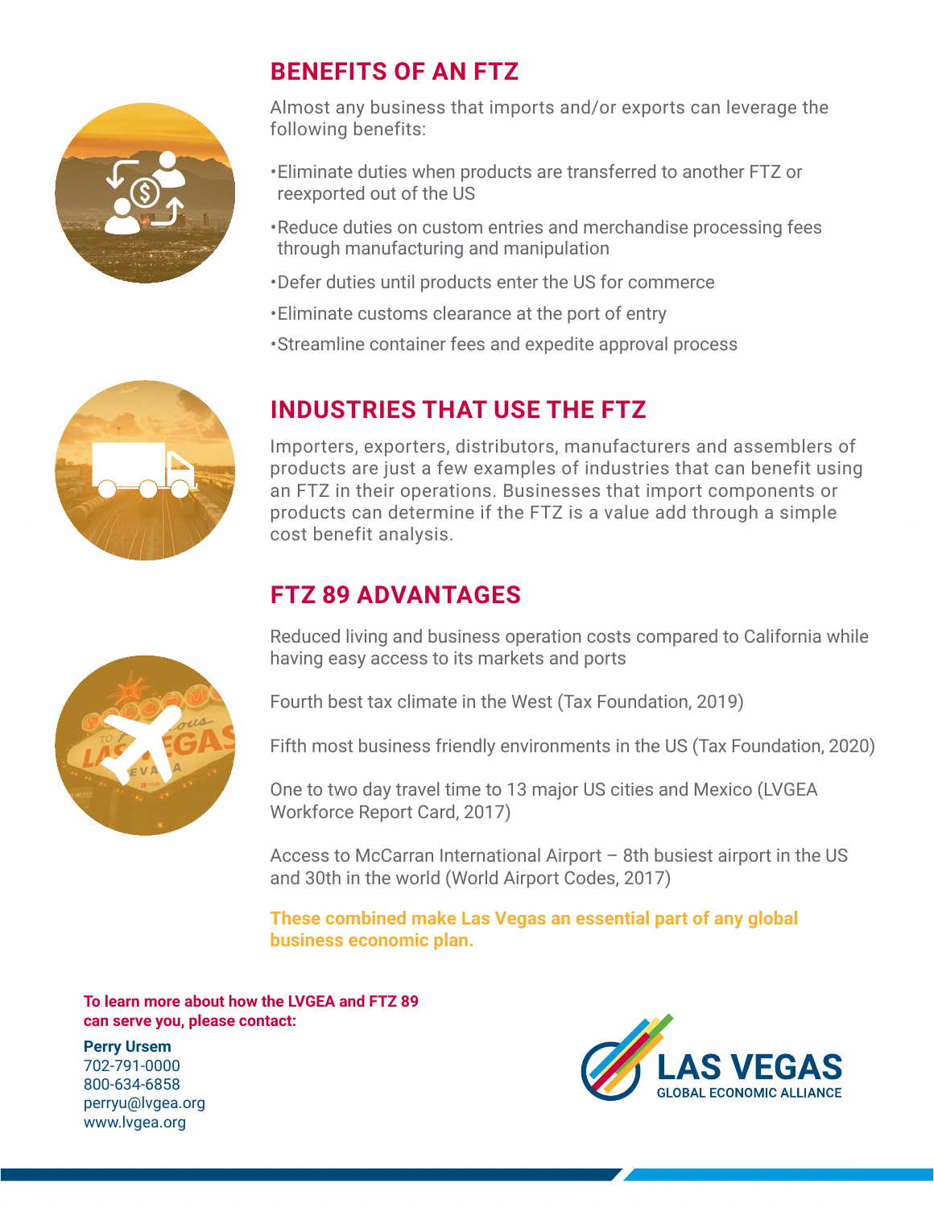## BENEFITS OF AN FTZ

Almost any business that imports and/or exports can leverage the following benefits:

- Eliminate duties when products are transferred to another FTZ or reexported out of the US
- Reduce duties on custom entries and merchandise processing fees through manufacturing and manipulation
- Defer duties until products enter the US for commerce
- Eliminate customs clearance at the port of entry
- Streamline container fees and expedite approval process

## INDUSTRIES THAT USE THE FTZ

Importers, exporters, distributors, manufacturers and assemblers of products are just a few examples of industries that can benefit using an FTZ in their operations. Businesses that import components or products can determine if the FTZ is a value add through a simple cost benefit analysis.

## FTZ 89 ADVANTAGES

Reduced living and business operation costs compared to California while having easy access to its markets and ports

Fourth best tax climate in the West (Tax Foundation, 2019)

Fifth most business friendly environments in the US (Tax Foundation, 2020)

One to two day travel time to 13 major US cities and Mexico (LVGEA Workforce Report Card, 2017)

Access to McCarran International Airport – 8th busiest airport in the US and 30th in the world (World Airport Codes, 2017)

**These combined make Las Vegas an essential part of any global business economic plan.**

**To learn more about how the LVGEA and FTZ 89 can serve you, please contact:**

**Perry Ursem**
702-791-0000
800-634-6858
perryu@lvgea.org
www.lvgea.org

LAS VEGAS GLOBAL ECONOMIC ALLIANCE